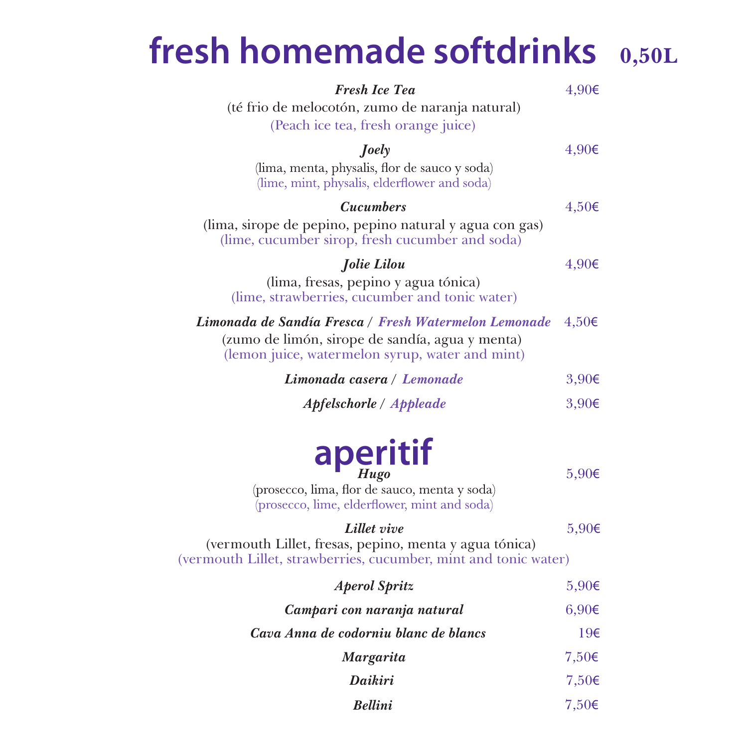# fresh homemade softdrinks 0,50L

***Fresh Ice Tea*** 4,90€
(té frio de melocotón, zumo de naranja natural)
(Peach ice tea, fresh orange juice)

***Joely*** 4,90€
(lima, menta, physalis, flor de sauco y soda)
(lime, mint, physalis, elderflower and soda)

***Cucumbers*** 4,50€
(lima, sirope de pepino, pepino natural y agua con gas)
(lime, cucumber sirop, fresh cucumber and soda)

***Jolie Lilou*** 4,90€
(lima, fresas, pepino y agua tónica)
(lime, strawberries, cucumber and tonic water)

***Limonada de Sandía Fresca*** / ***Fresh Watermelon Lemonade*** 4,50€
(zumo de limón, sirope de sandía, agua y menta)
(lemon juice, watermelon syrup, water and mint)

***Limonada casera*** / ***Lemonade*** 3,90€

***Apfelschorle*** / ***Appleade*** 3,90€

# aperitif

***Hugo*** 5,90€
(prosecco, lima, flor de sauco, menta y soda)
(prosecco, lime, elderflower, mint and soda)

***Lillet vive*** 5,90€
(vermouth Lillet, fresas, pepino, menta y agua tónica)
(vermouth Lillet, strawberries, cucumber, mint and tonic water)

***Aperol Spritz*** 5,90€

***Campari con naranja natural*** 6,90€

***Cava Anna de codorniu blanc de blancs*** 19€

***Margarita*** 7,50€

***Daikiri*** 7,50€

***Bellini*** 7,50€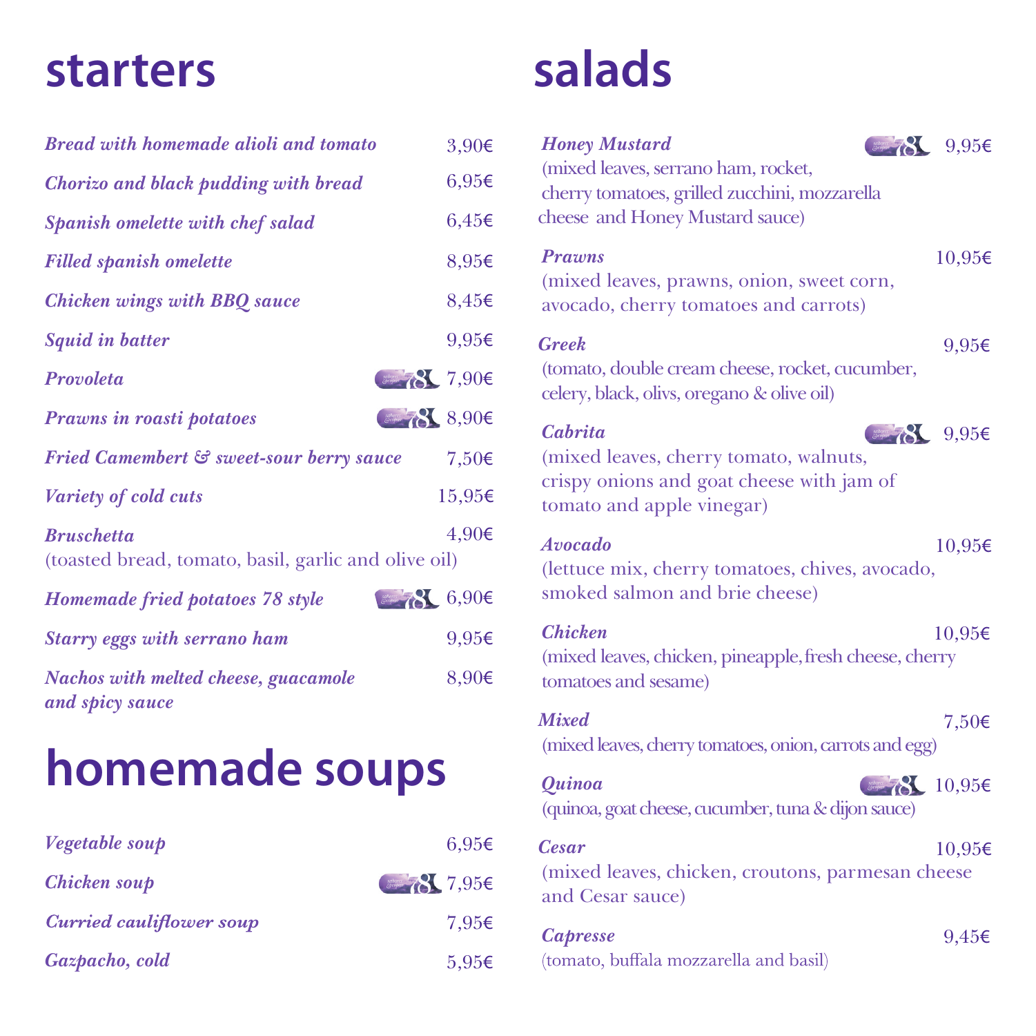# starters

*Bread with homemade alioli and tomato* 3,90€

*Chorizo and black pudding with bread* 6,95€

*Spanish omelette with chef salad* 6,45€

*Filled spanish omelette* 8,95€

*Chicken wings with BBQ sauce* 8,45€

*Squid in batter* 9,95€

*Provoleta* 7,90€

*Prawns in roasti potatoes* 8,90€

*Fried Camembert & sweet-sour berry sauce* 7,50€

*Variety of cold cuts* 15,95€

*Bruschetta* 4,90€
(toasted bread, tomato, basil, garlic and olive oil)

*Homemade fried potatoes 78 style* 6,90€

*Starry eggs with serrano ham* 9,95€

*Nachos with melted cheese, guacamole and spicy sauce* 8,90€

# homemade soups

*Vegetable soup* 6,95€

*Chicken soup* 7,95€

*Curried cauliflower soup* 7,95€

*Gazpacho, cold* 5,95€

# salads

*Honey Mustard* 9,95€
(mixed leaves, serrano ham, rocket, cherry tomatoes, grilled zucchini, mozzarella cheese and Honey Mustard sauce)

*Prawns* 10,95€
(mixed leaves, prawns, onion, sweet corn, avocado, cherry tomatoes and carrots)

*Greek* 9,95€
(tomato, double cream cheese, rocket, cucumber, celery, black, olivs, oregano & olive oil)

*Cabrita* 9,95€
(mixed leaves, cherry tomato, walnuts, crispy onions and goat cheese with jam of tomato and apple vinegar)

*Avocado* 10,95€
(lettuce mix, cherry tomatoes, chives, avocado, smoked salmon and brie cheese)

*Chicken* 10,95€
(mixed leaves, chicken, pineapple, fresh cheese, cherry tomatoes and sesame)

*Mixed* 7,50€
(mixed leaves, cherry tomatoes, onion, carrots and egg)

*Quinoa* 10,95€
(quinoa, goat cheese, cucumber, tuna & dijon sauce)

*Cesar* 10,95€
(mixed leaves, chicken, croutons, parmesan cheese and Cesar sauce)

*Capresse* 9,45€
(tomato, buffala mozzarella and basil)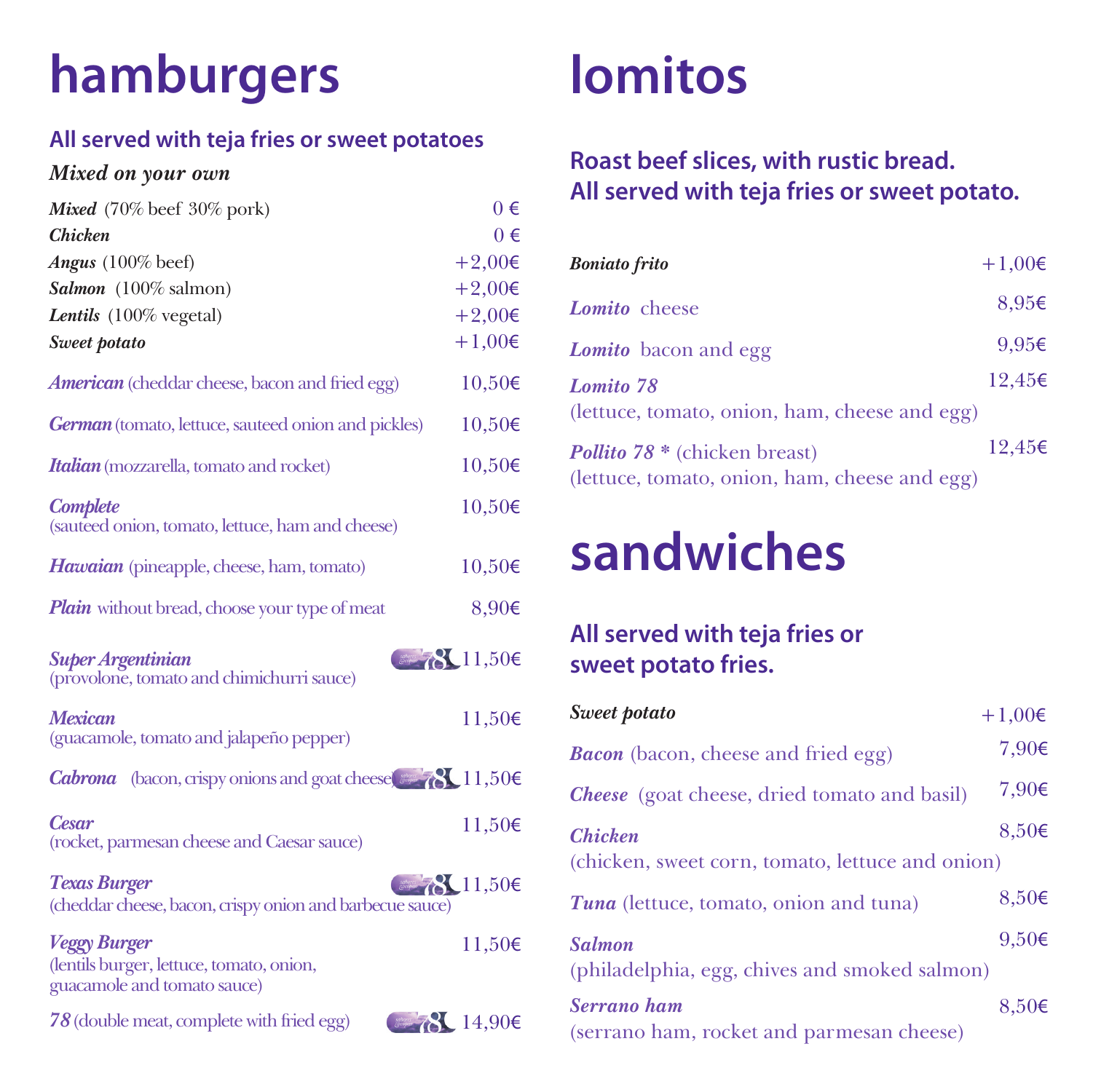# hamburgers

## All served with teja fries or sweet potatoes

***Mixed on your own***

| | |
|---|---|
| ***Mixed*** (70% beef 30% pork) | 0 € |
| ***Chicken*** | 0 € |
| ***Angus*** (100% beef) | +2,00€ |
| ***Salmon*** (100% salmon) | +2,00€ |
| ***Lentils*** (100% vegetal) | +2,00€ |
| ***Sweet potato*** | +1,00€ |

***American*** (cheddar cheese, bacon and fried egg) — 10,50€

***German*** (tomato, lettuce, sauteed onion and pickles) — 10,50€

***Italian*** (mozzarella, tomato and rocket) — 10,50€

***Complete***
(sauteed onion, tomato, lettuce, ham and cheese) — 10,50€

***Hawaian*** (pineapple, cheese, ham, tomato) — 10,50€

***Plain*** without bread, choose your type of meat — 8,90€

***Super Argentinian***
(provolone, tomato and chimichurri sauce) — 11,50€

***Mexican***
(guacamole, tomato and jalapeño pepper) — 11,50€

***Cabrona*** (bacon, crispy onions and goat cheese) — 11,50€

***Cesar***
(rocket, parmesan cheese and Caesar sauce) — 11,50€

***Texas Burger***
(cheddar cheese, bacon, crispy onion and barbecue sauce) — 11,50€

***Veggy Burger***
(lentils burger, lettuce, tomato, onion, guacamole and tomato sauce) — 11,50€

***78*** (double meat, complete with fried egg) — 14,90€

# lomitos

## Roast beef slices, with rustic bread. All served with teja fries or sweet potato.

***Boniato frito*** — +1,00€

***Lomito*** cheese — 8,95€

***Lomito*** bacon and egg — 9,95€

***Lomito 78***
(lettuce, tomato, onion, ham, cheese and egg) — 12,45€

***Pollito 78 **** (chicken breast)
(lettuce, tomato, onion, ham, cheese and egg) — 12,45€

# sandwiches

## All served with teja fries or sweet potato fries.

***Sweet potato*** — +1,00€

***Bacon*** (bacon, cheese and fried egg) — 7,90€

***Cheese*** (goat cheese, dried tomato and basil) — 7,90€

***Chicken***
(chicken, sweet corn, tomato, lettuce and onion) — 8,50€

***Tuna*** (lettuce, tomato, onion and tuna) — 8,50€

***Salmon***
(philadelphia, egg, chives and smoked salmon) — 9,50€

***Serrano ham***
(serrano ham, rocket and parmesan cheese) — 8,50€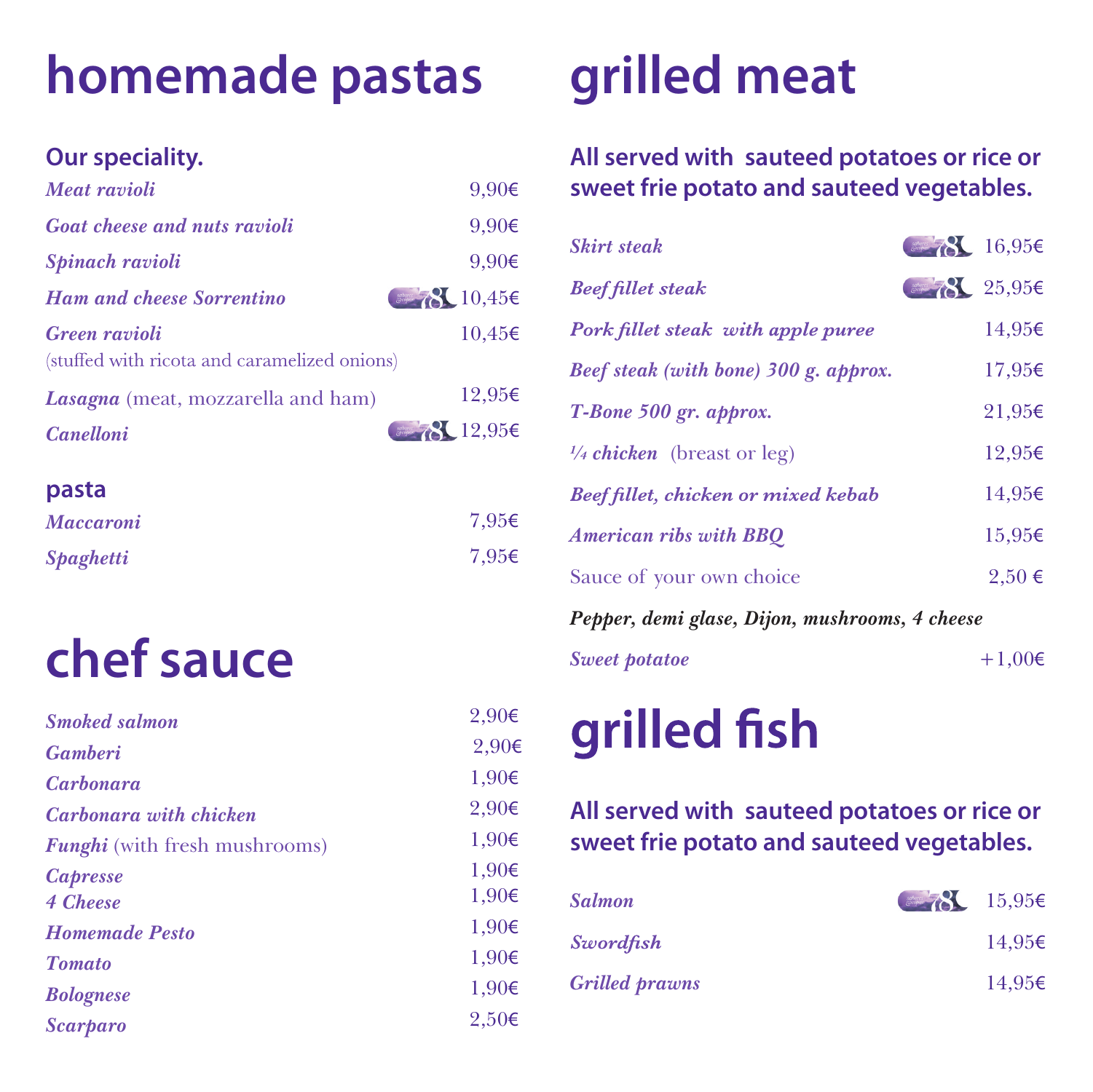# homemade pastas

### Our speciality.

| | |
|---|---|
| *Meat ravioli* | 9,90€ |
| *Goat cheese and nuts ravioli* | 9,90€ |
| *Spinach ravioli* | 9,90€ |
| *Ham and cheese Sorrentino* | 10,45€ |
| *Green ravioli* (stuffed with ricota and caramelized onions) | 10,45€ |
| *Lasagna* (meat, mozzarella and ham) | 12,95€ |
| *Canelloni* | 12,95€ |

### pasta

| | |
|---|---|
| *Maccaroni* | 7,95€ |
| *Spaghetti* | 7,95€ |

# chef sauce

| | |
|---|---|
| *Smoked salmon* | 2,90€ |
| *Gamberi* | 2,90€ |
| *Carbonara* | 1,90€ |
| *Carbonara with chicken* | 2,90€ |
| *Funghi* (with fresh mushrooms) | 1,90€ |
| *Capresse* | 1,90€ |
| *4 Cheese* | 1,90€ |
| *Homemade Pesto* | 1,90€ |
| *Tomato* | 1,90€ |
| *Bolognese* | 1,90€ |
| *Scarparo* | 2,50€ |

# grilled meat

### All served with sauteed potatoes or rice or sweet frie potato and sauteed vegetables.

| | |
|---|---|
| *Skirt steak* | 16,95€ |
| *Beef fillet steak* | 25,95€ |
| *Pork fillet steak with apple puree* | 14,95€ |
| *Beef steak (with bone) 300 g. approx.* | 17,95€ |
| *T-Bone 500 gr. approx.* | 21,95€ |
| *¼ chicken* (breast or leg) | 12,95€ |
| *Beef fillet, chicken or mixed kebab* | 14,95€ |
| *American ribs with BBQ* | 15,95€ |
| Sauce of your own choice | 2,50 € |

*Pepper, demi glase, Dijon, mushrooms, 4 cheese*

| | |
|---|---|
| *Sweet potatoe* | +1,00€ |

# grilled fish

### All served with sauteed potatoes or rice or sweet frie potato and sauteed vegetables.

| | |
|---|---|
| *Salmon* | 15,95€ |
| *Swordfish* | 14,95€ |
| *Grilled prawns* | 14,95€ |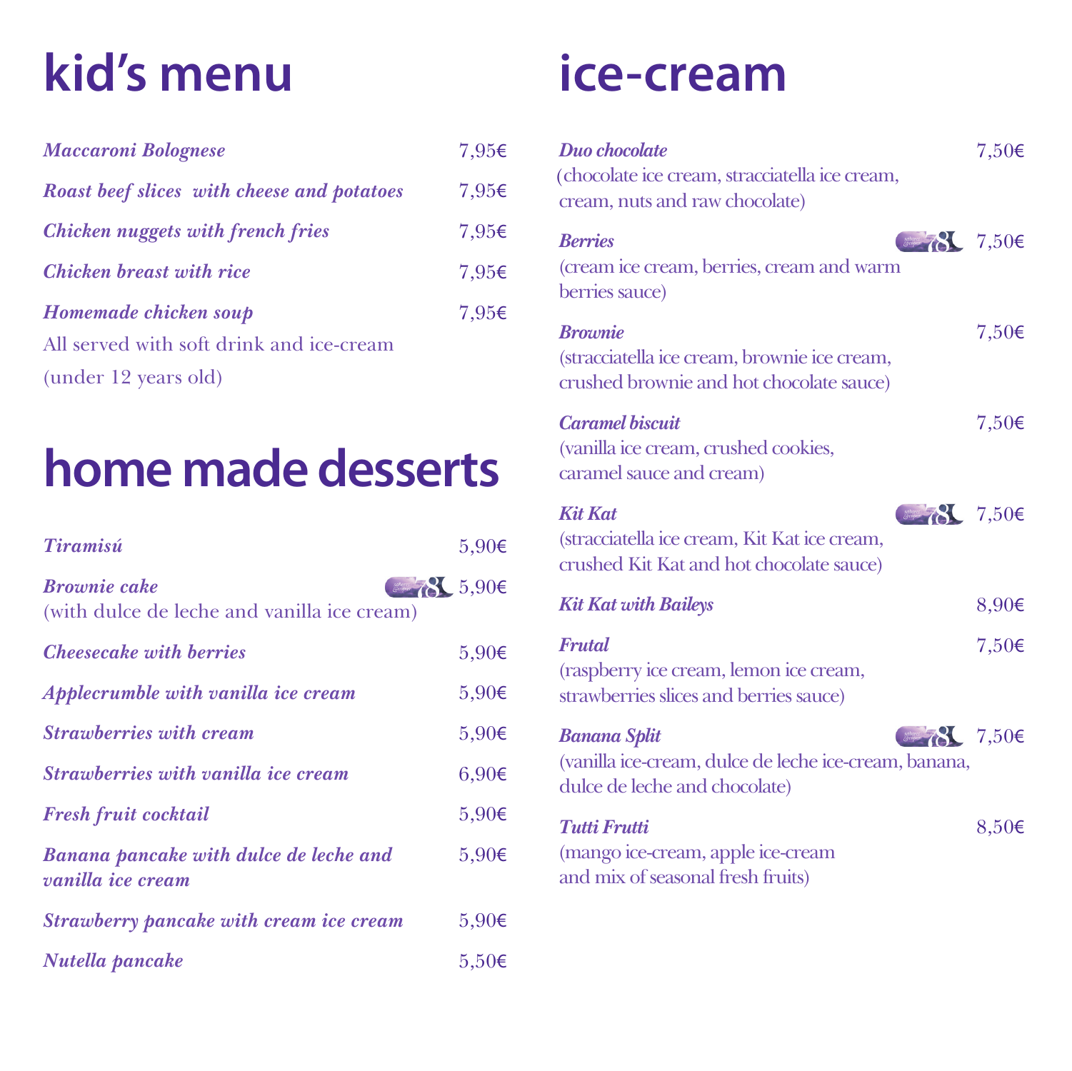# kid's menu

*Maccaroni Bolognese* 7,95€

*Roast beef slices with cheese and potatoes* 7,95€

*Chicken nuggets with french fries* 7,95€

*Chicken breast with rice* 7,95€

*Homemade chicken soup* 7,95€

All served with soft drink and ice-cream (under 12 years old)

# home made desserts

*Tiramisú* 5,90€

*Brownie cake* 5,90€
(with dulce de leche and vanilla ice cream)

*Cheesecake with berries* 5,90€

*Applecrumble with vanilla ice cream* 5,90€

*Strawberries with cream* 5,90€

*Strawberries with vanilla ice cream* 6,90€

*Fresh fruit cocktail* 5,90€

*Banana pancake with dulce de leche and vanilla ice cream* 5,90€

*Strawberry pancake with cream ice cream* 5,90€

*Nutella pancake* 5,50€

# ice-cream

*Duo chocolate* 7,50€
(chocolate ice cream, stracciatella ice cream, cream, nuts and raw chocolate)

*Berries* 7,50€
(cream ice cream, berries, cream and warm berries sauce)

*Brownie* 7,50€
(stracciatella ice cream, brownie ice cream, crushed brownie and hot chocolate sauce)

*Caramel biscuit* 7,50€
(vanilla ice cream, crushed cookies, caramel sauce and cream)

*Kit Kat* 7,50€
(stracciatella ice cream, Kit Kat ice cream, crushed Kit Kat and hot chocolate sauce)

*Kit Kat with Baileys* 8,90€

*Frutal* 7,50€
(raspberry ice cream, lemon ice cream, strawberries slices and berries sauce)

*Banana Split* 7,50€
(vanilla ice-cream, dulce de leche ice-cream, banana, dulce de leche and chocolate)

*Tutti Frutti* 8,50€
(mango ice-cream, apple ice-cream and mix of seasonal fresh fruits)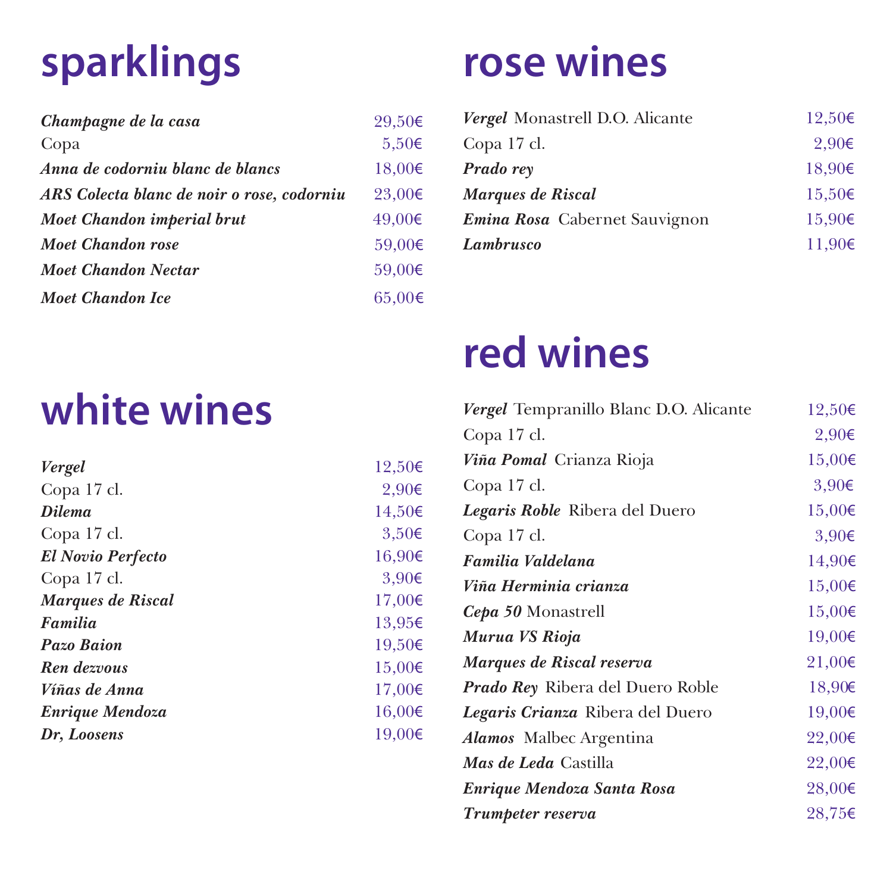## sparklings

| | |
|---|---|
| ***Champagne de la casa*** | 29,50€ |
| Copa | 5,50€ |
| ***Anna de codorniu blanc de blancs*** | 18,00€ |
| ***ARS Colecta blanc de noir o rose, codorniu*** | 23,00€ |
| ***Moet Chandon imperial brut*** | 49,00€ |
| ***Moet Chandon rose*** | 59,00€ |
| ***Moet Chandon Nectar*** | 59,00€ |
| ***Moet Chandon Ice*** | 65,00€ |

## white wines

| | |
|---|---|
| ***Vergel*** | 12,50€ |
| Copa 17 cl. | 2,90€ |
| ***Dilema*** | 14,50€ |
| Copa 17 cl. | 3,50€ |
| ***El Novio Perfecto*** | 16,90€ |
| Copa 17 cl. | 3,90€ |
| ***Marques de Riscal*** | 17,00€ |
| ***Familia*** | 13,95€ |
| ***Pazo Baion*** | 19,50€ |
| ***Ren dezvous*** | 15,00€ |
| ***Víñas de Anna*** | 17,00€ |
| ***Enrique Mendoza*** | 16,00€ |
| ***Dr, Loosens*** | 19,00€ |

## rose wines

| | |
|---|---|
| ***Vergel*** Monastrell D.O. Alicante | 12,50€ |
| Copa 17 cl. | 2,90€ |
| ***Prado rey*** | 18,90€ |
| ***Marques de Riscal*** | 15,50€ |
| ***Emina Rosa*** Cabernet Sauvignon | 15,90€ |
| ***Lambrusco*** | 11,90€ |

## red wines

| | |
|---|---|
| ***Vergel*** Tempranillo Blanc D.O. Alicante | 12,50€ |
| Copa 17 cl. | 2,90€ |
| ***Viña Pomal*** Crianza Rioja | 15,00€ |
| Copa 17 cl. | 3,90€ |
| ***Legaris Roble*** Ribera del Duero | 15,00€ |
| Copa 17 cl. | 3,90€ |
| ***Familia Valdelana*** | 14,90€ |
| ***Viña Herminia crianza*** | 15,00€ |
| ***Cepa 50*** Monastrell | 15,00€ |
| ***Murua VS Rioja*** | 19,00€ |
| ***Marques de Riscal reserva*** | 21,00€ |
| ***Prado Rey*** Ribera del Duero Roble | 18,90€ |
| ***Legaris Crianza*** Ribera del Duero | 19,00€ |
| ***Alamos*** Malbec Argentina | 22,00€ |
| ***Mas de Leda*** Castilla | 22,00€ |
| ***Enrique Mendoza Santa Rosa*** | 28,00€ |
| ***Trumpeter reserva*** | 28,75€ |